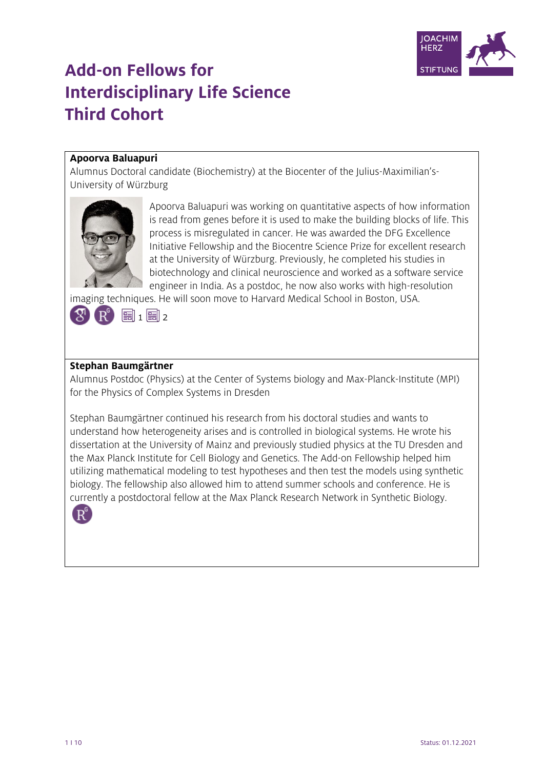# Add-on Fellows for Interdisciplinary Life Science Third Cohort

**Apoorva Baluapuri**

Alumnus Doctoral candidate (Biochemistry) at the Biocenter of the Julius-Maximilian's-University of Würzburg

Apoorva Baluapuri was working on quantitative aspects of how information is read from genes before it is used to make the building blocks of life. This process is misregulated in cancer. He was awarded the DFG Excellence Initiative Fellowship and the Biocentre Science Prize for excellent research at the University of Würzburg. Previously, he completed his studies in biotechnology and clinical neuroscience and worked as a software service engineer in India. As a postdoc, he now also works with high-resolution imaging techniques. He will soon move to Harvard Medical School in Boston, USA.

1 2

**Stephan Baumgärtner**

Alumnus Postdoc (Physics) at the Center of Systems biology and Max-Planck-Institute (MPI) for the Physics of Complex Systems in Dresden

Stephan Baumgärtner continued his research from his doctoral studies and wants to understand how heterogeneity arises and is controlled in biological systems. He wrote his dissertation at the University of Mainz and previously studied physics at the TU Dresden and the Max Planck Institute for Cell Biology and Genetics. The Add-on Fellowship helped him utilizing mathematical modeling to test hypotheses and then test the models using synthetic biology. The fellowship also allowed him to attend summer schools and conference. He is currently a postdoctoral fellow at the Max Planck Research Network in Synthetic Biology.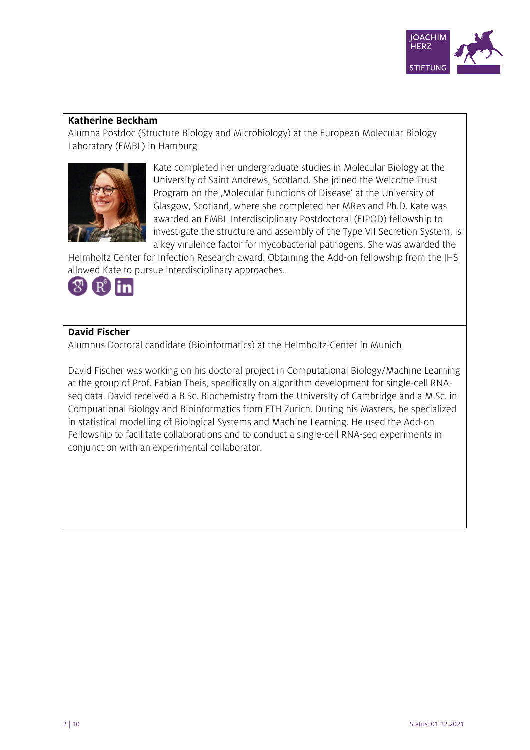**Katherine Beckham**

Alumna Postdoc (Structure Biology and Microbiology) at the European Molecular Biology Laboratory (EMBL) in Hamburg

Kate completed her undergraduate studies in Molecular Biology at the University of Saint Andrews, Scotland. She joined the Welcome Trust Program on the ‚Molecular functions of Disease' at the University of Glasgow, Scotland, where she completed her MRes and Ph.D. Kate was awarded an EMBL Interdisciplinary Postdoctoral (EIPOD) fellowship to investigate the structure and assembly of the Type VII Secretion System, is a key virulence factor for mycobacterial pathogens. She was awarded the Helmholtz Center for Infection Research award. Obtaining the Add-on fellowship from the JHS allowed Kate to pursue interdisciplinary approaches.

**David Fischer**

Alumnus Doctoral candidate (Bioinformatics) at the Helmholtz-Center in Munich

David Fischer was working on his doctoral project in Computational Biology/Machine Learning at the group of Prof. Fabian Theis, specifically on algorithm development for single-cell RNA-seq data. David received a B.Sc. Biochemistry from the University of Cambridge and a M.Sc. in Compuational Biology and Bioinformatics from ETH Zurich. During his Masters, he specialized in statistical modelling of Biological Systems and Machine Learning. He used the Add-on Fellowship to facilitate collaborations and to conduct a single-cell RNA-seq experiments in conjunction with an experimental collaborator.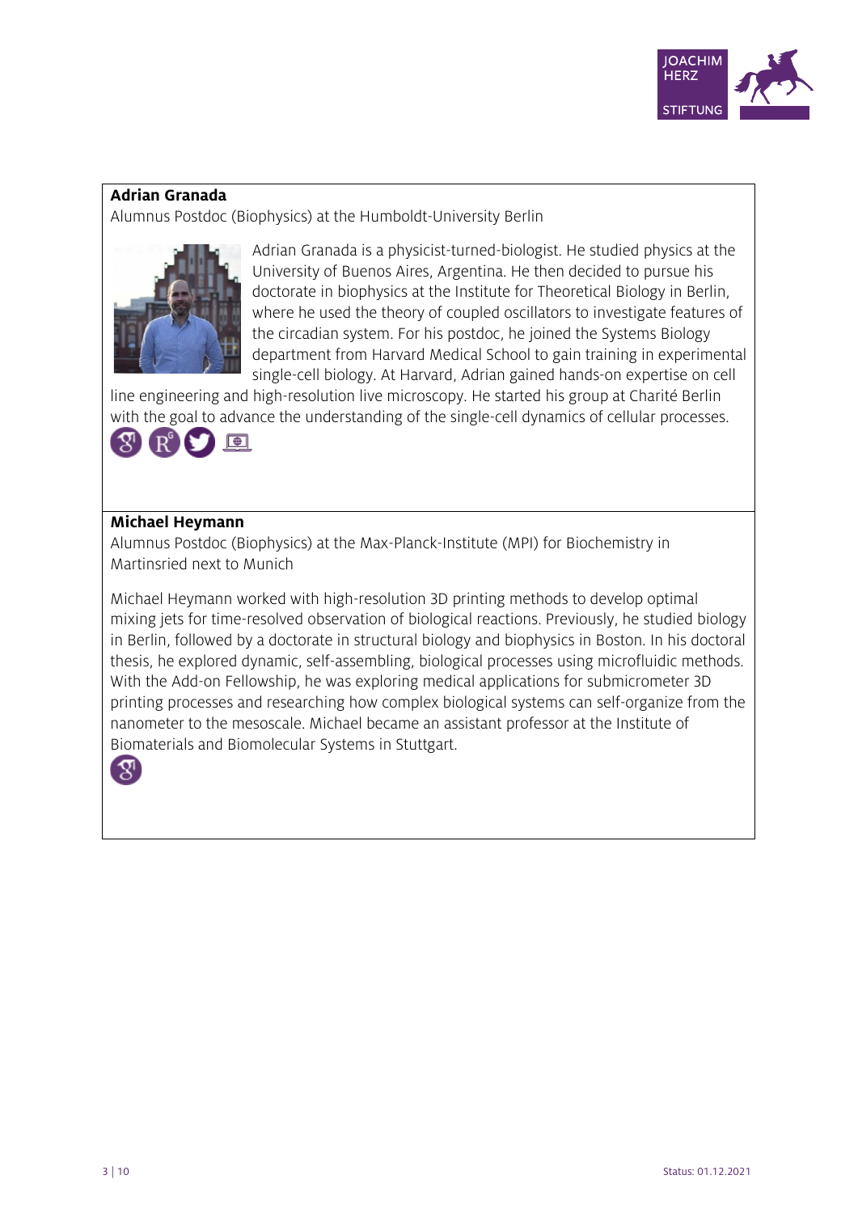**Adrian Granada**

Alumnus Postdoc (Biophysics) at the Humboldt-University Berlin

Adrian Granada is a physicist-turned-biologist. He studied physics at the University of Buenos Aires, Argentina. He then decided to pursue his doctorate in biophysics at the Institute for Theoretical Biology in Berlin, where he used the theory of coupled oscillators to investigate features of the circadian system. For his postdoc, he joined the Systems Biology department from Harvard Medical School to gain training in experimental single-cell biology. At Harvard, Adrian gained hands-on expertise on cell line engineering and high-resolution live microscopy. He started his group at Charité Berlin with the goal to advance the understanding of the single-cell dynamics of cellular processes.

**Michael Heymann**

Alumnus Postdoc (Biophysics) at the Max-Planck-Institute (MPI) for Biochemistry in Martinsried next to Munich

Michael Heymann worked with high-resolution 3D printing methods to develop optimal mixing jets for time-resolved observation of biological reactions. Previously, he studied biology in Berlin, followed by a doctorate in structural biology and biophysics in Boston. In his doctoral thesis, he explored dynamic, self-assembling, biological processes using microfluidic methods. With the Add-on Fellowship, he was exploring medical applications for submicrometer 3D printing processes and researching how complex biological systems can self-organize from the nanometer to the mesoscale. Michael became an assistant professor at the Institute of Biomaterials and Biomolecular Systems in Stuttgart.

Status: 01.12.2021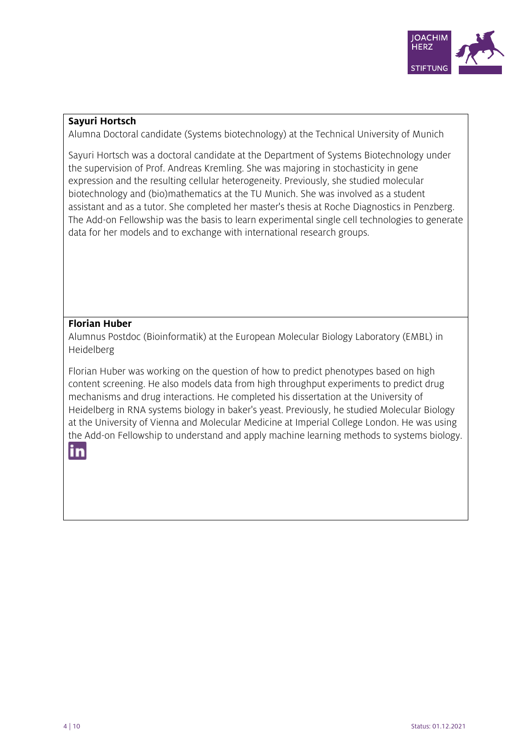**Sayuri Hortsch**

Alumna Doctoral candidate (Systems biotechnology) at the Technical University of Munich

Sayuri Hortsch was a doctoral candidate at the Department of Systems Biotechnology under the supervision of Prof. Andreas Kremling. She was majoring in stochasticity in gene expression and the resulting cellular heterogeneity. Previously, she studied molecular biotechnology and (bio)mathematics at the TU Munich. She was involved as a student assistant and as a tutor. She completed her master's thesis at Roche Diagnostics in Penzberg. The Add-on Fellowship was the basis to learn experimental single cell technologies to generate data for her models and to exchange with international research groups.

**Florian Huber**

Alumnus Postdoc (Bioinformatik) at the European Molecular Biology Laboratory (EMBL) in Heidelberg

Florian Huber was working on the question of how to predict phenotypes based on high content screening. He also models data from high throughput experiments to predict drug mechanisms and drug interactions. He completed his dissertation at the University of Heidelberg in RNA systems biology in baker's yeast. Previously, he studied Molecular Biology at the University of Vienna and Molecular Medicine at Imperial College London. He was using the Add-on Fellowship to understand and apply machine learning methods to systems biology.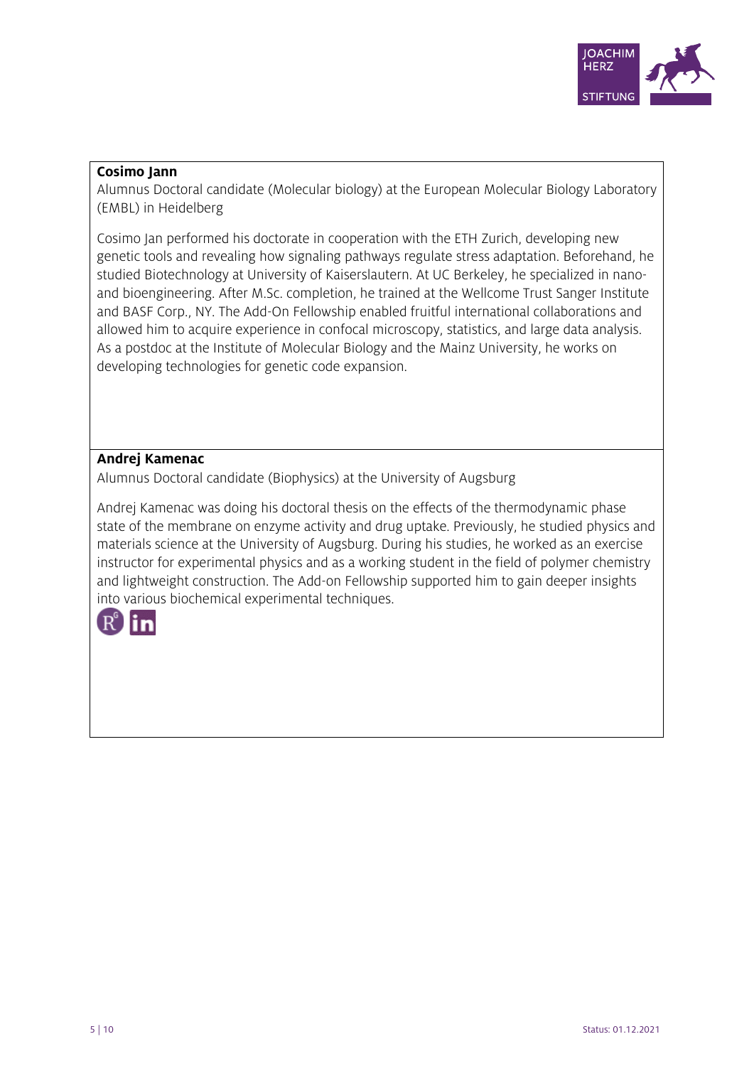**Cosimo Jann**

Alumnus Doctoral candidate (Molecular biology) at the European Molecular Biology Laboratory (EMBL) in Heidelberg

Cosimo Jan performed his doctorate in cooperation with the ETH Zurich, developing new genetic tools and revealing how signaling pathways regulate stress adaptation. Beforehand, he studied Biotechnology at University of Kaiserslautern. At UC Berkeley, he specialized in nano- and bioengineering. After M.Sc. completion, he trained at the Wellcome Trust Sanger Institute and BASF Corp., NY. The Add-On Fellowship enabled fruitful international collaborations and allowed him to acquire experience in confocal microscopy, statistics, and large data analysis. As a postdoc at the Institute of Molecular Biology and the Mainz University, he works on developing technologies for genetic code expansion.

**Andrej Kamenac**

Alumnus Doctoral candidate (Biophysics) at the University of Augsburg

Andrej Kamenac was doing his doctoral thesis on the effects of the thermodynamic phase state of the membrane on enzyme activity and drug uptake. Previously, he studied physics and materials science at the University of Augsburg. During his studies, he worked as an exercise instructor for experimental physics and as a working student in the field of polymer chemistry and lightweight construction. The Add-on Fellowship supported him to gain deeper insights into various biochemical experimental techniques.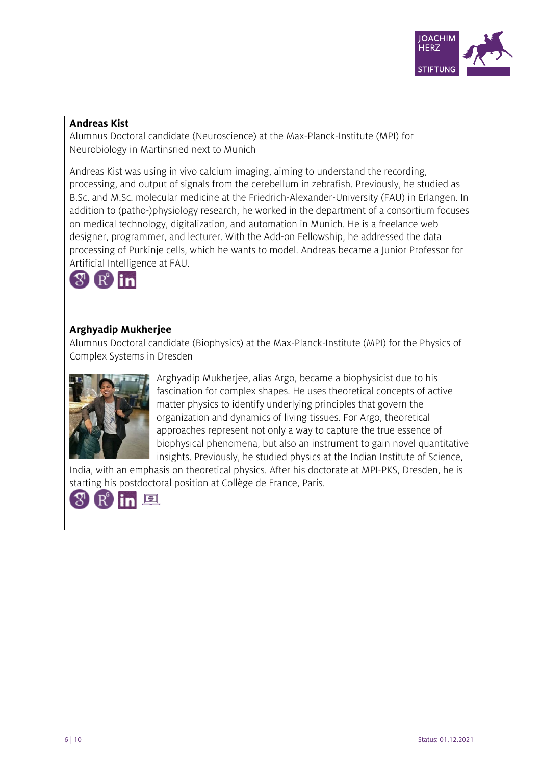**Andreas Kist**
Alumnus Doctoral candidate (Neuroscience) at the Max-Planck-Institute (MPI) for Neurobiology in Martinsried next to Munich

Andreas Kist was using in vivo calcium imaging, aiming to understand the recording, processing, and output of signals from the cerebellum in zebrafish. Previously, he studied as B.Sc. and M.Sc. molecular medicine at the Friedrich-Alexander-University (FAU) in Erlangen. In addition to (patho-)physiology research, he worked in the department of a consortium focuses on medical technology, digitalization, and automation in Munich. He is a freelance web designer, programmer, and lecturer. With the Add-on Fellowship, he addressed the data processing of Purkinje cells, which he wants to model. Andreas became a Junior Professor for Artificial Intelligence at FAU.

**Arghyadip Mukherjee**
Alumnus Doctoral candidate (Biophysics) at the Max-Planck-Institute (MPI) for the Physics of Complex Systems in Dresden

Arghyadip Mukherjee, alias Argo, became a biophysicist due to his fascination for complex shapes. He uses theoretical concepts of active matter physics to identify underlying principles that govern the organization and dynamics of living tissues. For Argo, theoretical approaches represent not only a way to capture the true essence of biophysical phenomena, but also an instrument to gain novel quantitative insights. Previously, he studied physics at the Indian Institute of Science, India, with an emphasis on theoretical physics. After his doctorate at MPI-PKS, Dresden, he is starting his postdoctoral position at Collège de France, Paris.

Status: 01.12.2021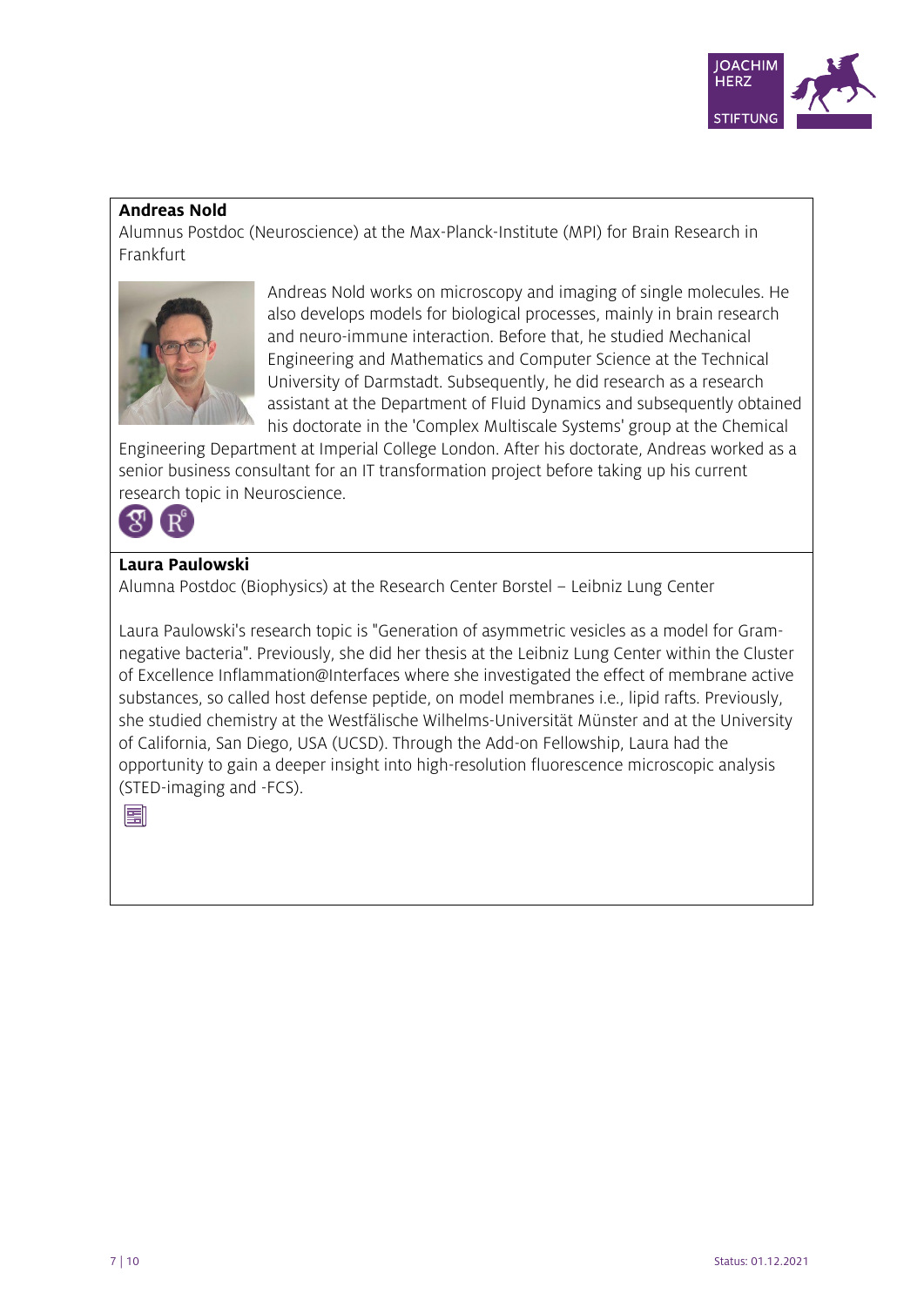**Andreas Nold**

Alumnus Postdoc (Neuroscience) at the Max-Planck-Institute (MPI) for Brain Research in Frankfurt

Andreas Nold works on microscopy and imaging of single molecules. He also develops models for biological processes, mainly in brain research and neuro-immune interaction. Before that, he studied Mechanical Engineering and Mathematics and Computer Science at the Technical University of Darmstadt. Subsequently, he did research as a research assistant at the Department of Fluid Dynamics and subsequently obtained his doctorate in the 'Complex Multiscale Systems' group at the Chemical Engineering Department at Imperial College London. After his doctorate, Andreas worked as a senior business consultant for an IT transformation project before taking up his current research topic in Neuroscience.

**Laura Paulowski**

Alumna Postdoc (Biophysics) at the Research Center Borstel – Leibniz Lung Center

Laura Paulowski's research topic is "Generation of asymmetric vesicles as a model for Gram-negative bacteria". Previously, she did her thesis at the Leibniz Lung Center within the Cluster of Excellence Inflammation@Interfaces where she investigated the effect of membrane active substances, so called host defense peptide, on model membranes i.e., lipid rafts. Previously, she studied chemistry at the Westfälische Wilhelms-Universität Münster and at the University of California, San Diego, USA (UCSD). Through the Add-on Fellowship, Laura had the opportunity to gain a deeper insight into high-resolution fluorescence microscopic analysis (STED-imaging and -FCS).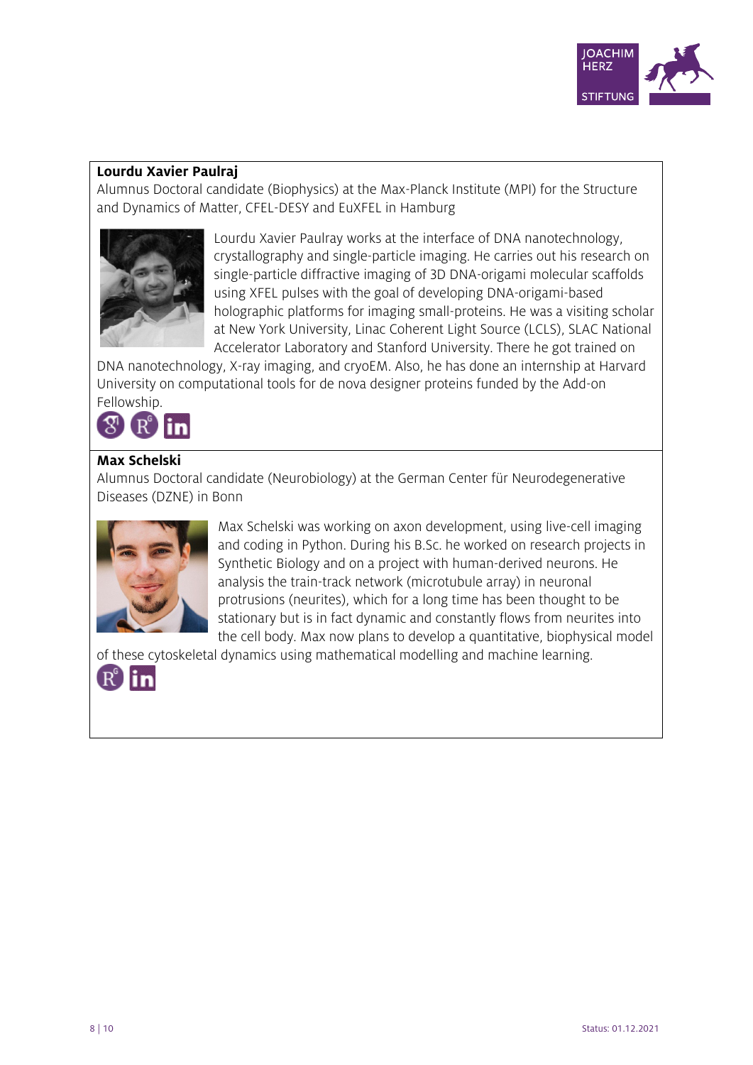**Lourdu Xavier Paulraj**
Alumnus Doctoral candidate (Biophysics) at the Max-Planck Institute (MPI) for the Structure and Dynamics of Matter, CFEL-DESY and EuXFEL in Hamburg

Lourdu Xavier Paulray works at the interface of DNA nanotechnology, crystallography and single-particle imaging. He carries out his research on single-particle diffractive imaging of 3D DNA-origami molecular scaffolds using XFEL pulses with the goal of developing DNA-origami-based holographic platforms for imaging small-proteins. He was a visiting scholar at New York University, Linac Coherent Light Source (LCLS), SLAC National Accelerator Laboratory and Stanford University. There he got trained on DNA nanotechnology, X-ray imaging, and cryoEM. Also, he has done an internship at Harvard University on computational tools for de nova designer proteins funded by the Add-on Fellowship.

**Max Schelski**
Alumnus Doctoral candidate (Neurobiology) at the German Center für Neurodegenerative Diseases (DZNE) in Bonn

Max Schelski was working on axon development, using live-cell imaging and coding in Python. During his B.Sc. he worked on research projects in Synthetic Biology and on a project with human-derived neurons. He analysis the train-track network (microtubule array) in neuronal protrusions (neurites), which for a long time has been thought to be stationary but is in fact dynamic and constantly flows from neurites into the cell body. Max now plans to develop a quantitative, biophysical model of these cytoskeletal dynamics using mathematical modelling and machine learning.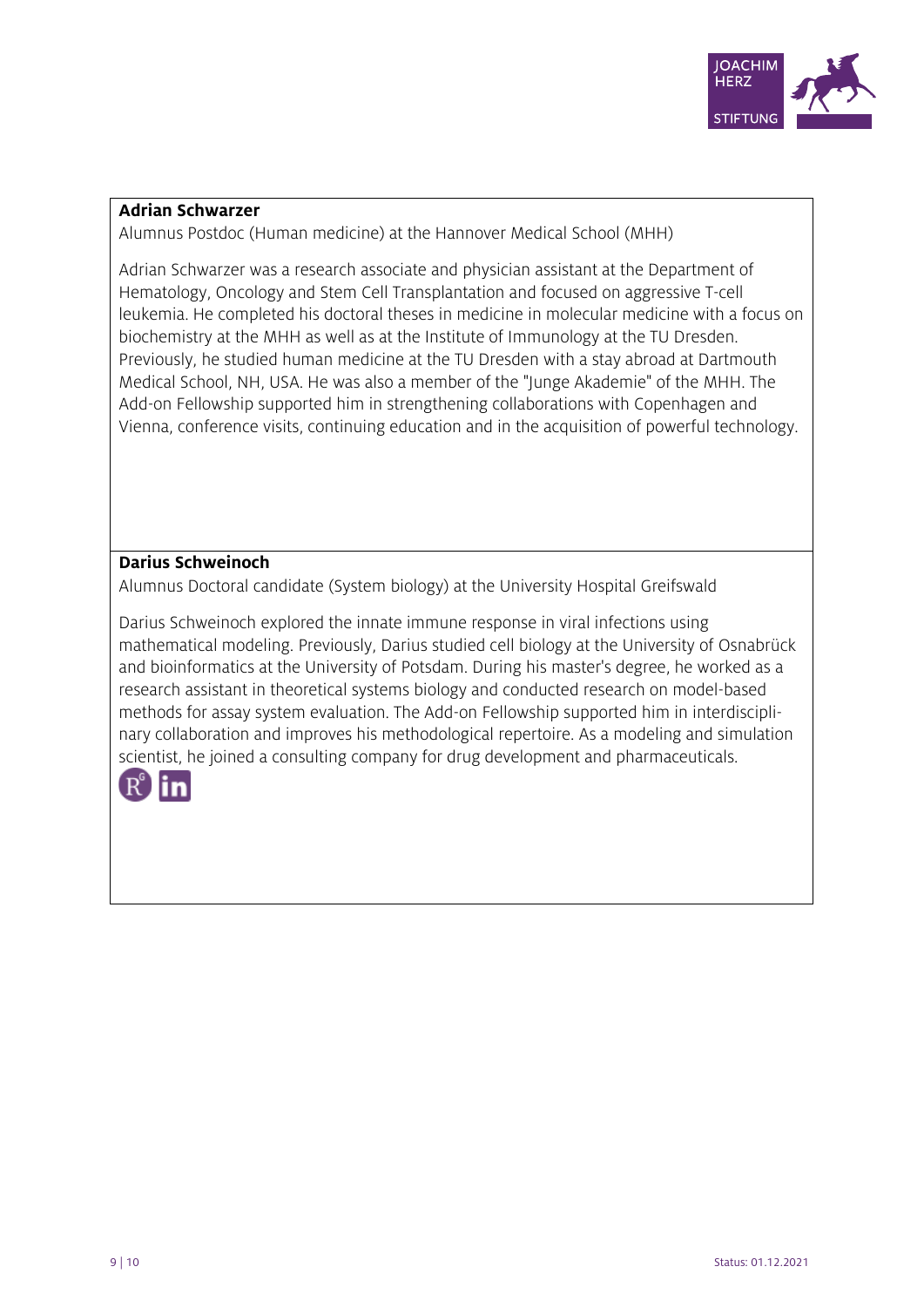**Adrian Schwarzer**

Alumnus Postdoc (Human medicine) at the Hannover Medical School (MHH)

Adrian Schwarzer was a research associate and physician assistant at the Department of Hematology, Oncology and Stem Cell Transplantation and focused on aggressive T-cell leukemia. He completed his doctoral theses in medicine in molecular medicine with a focus on biochemistry at the MHH as well as at the Institute of Immunology at the TU Dresden. Previously, he studied human medicine at the TU Dresden with a stay abroad at Dartmouth Medical School, NH, USA. He was also a member of the "Junge Akademie" of the MHH. The Add-on Fellowship supported him in strengthening collaborations with Copenhagen and Vienna, conference visits, continuing education and in the acquisition of powerful technology.

**Darius Schweinoch**

Alumnus Doctoral candidate (System biology) at the University Hospital Greifswald

Darius Schweinoch explored the innate immune response in viral infections using mathematical modeling. Previously, Darius studied cell biology at the University of Osnabrück and bioinformatics at the University of Potsdam. During his master's degree, he worked as a research assistant in theoretical systems biology and conducted research on model-based methods for assay system evaluation. The Add-on Fellowship supported him in interdisciplinary collaboration and improves his methodological repertoire. As a modeling and simulation scientist, he joined a consulting company for drug development and pharmaceuticals.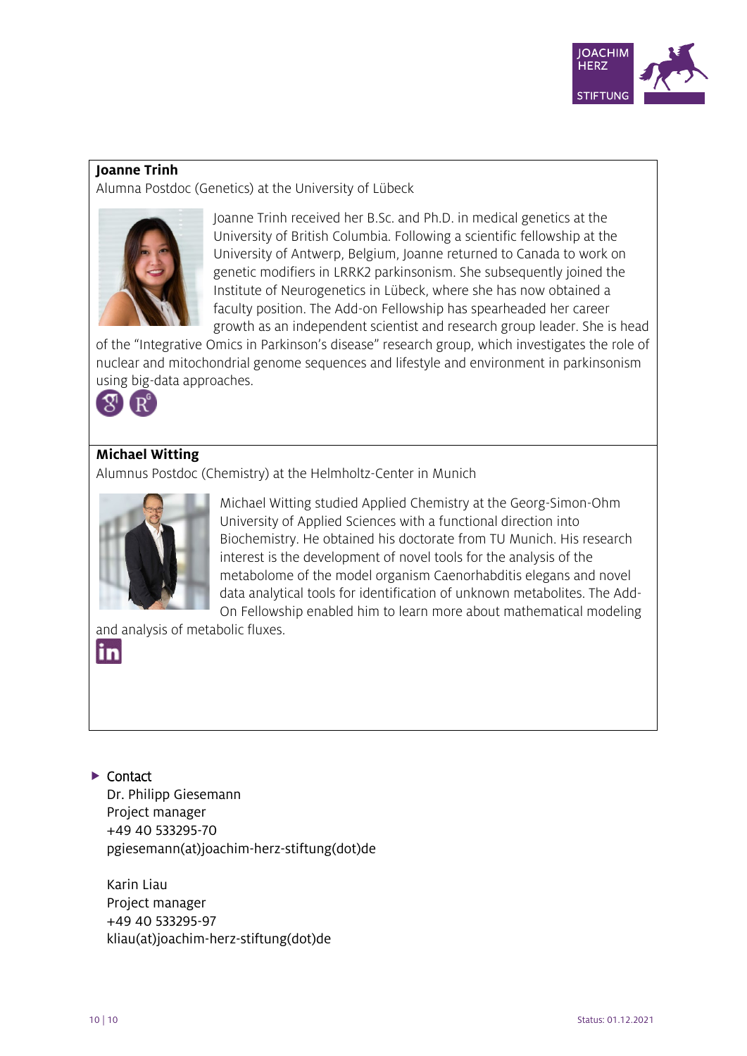**Joanne Trinh**
Alumna Postdoc (Genetics) at the University of Lübeck

Joanne Trinh received her B.Sc. and Ph.D. in medical genetics at the University of British Columbia. Following a scientific fellowship at the University of Antwerp, Belgium, Joanne returned to Canada to work on genetic modifiers in LRRK2 parkinsonism. She subsequently joined the Institute of Neurogenetics in Lübeck, where she has now obtained a faculty position. The Add-on Fellowship has spearheaded her career growth as an independent scientist and research group leader. She is head of the "Integrative Omics in Parkinson's disease" research group, which investigates the role of nuclear and mitochondrial genome sequences and lifestyle and environment in parkinsonism using big-data approaches.

**Michael Witting**
Alumnus Postdoc (Chemistry) at the Helmholtz-Center in Munich

Michael Witting studied Applied Chemistry at the Georg-Simon-Ohm University of Applied Sciences with a functional direction into Biochemistry. He obtained his doctorate from TU Munich. His research interest is the development of novel tools for the analysis of the metabolome of the model organism Caenorhabditis elegans and novel data analytical tools for identification of unknown metabolites. The Add-On Fellowship enabled him to learn more about mathematical modeling and analysis of metabolic fluxes.

▶ Contact

Dr. Philipp Giesemann
Project manager
+49 40 533295-70
pgiesemann(at)joachim-herz-stiftung(dot)de

Karin Liau
Project manager
+49 40 533295-97
kliau(at)joachim-herz-stiftung(dot)de

Status: 01.12.2021